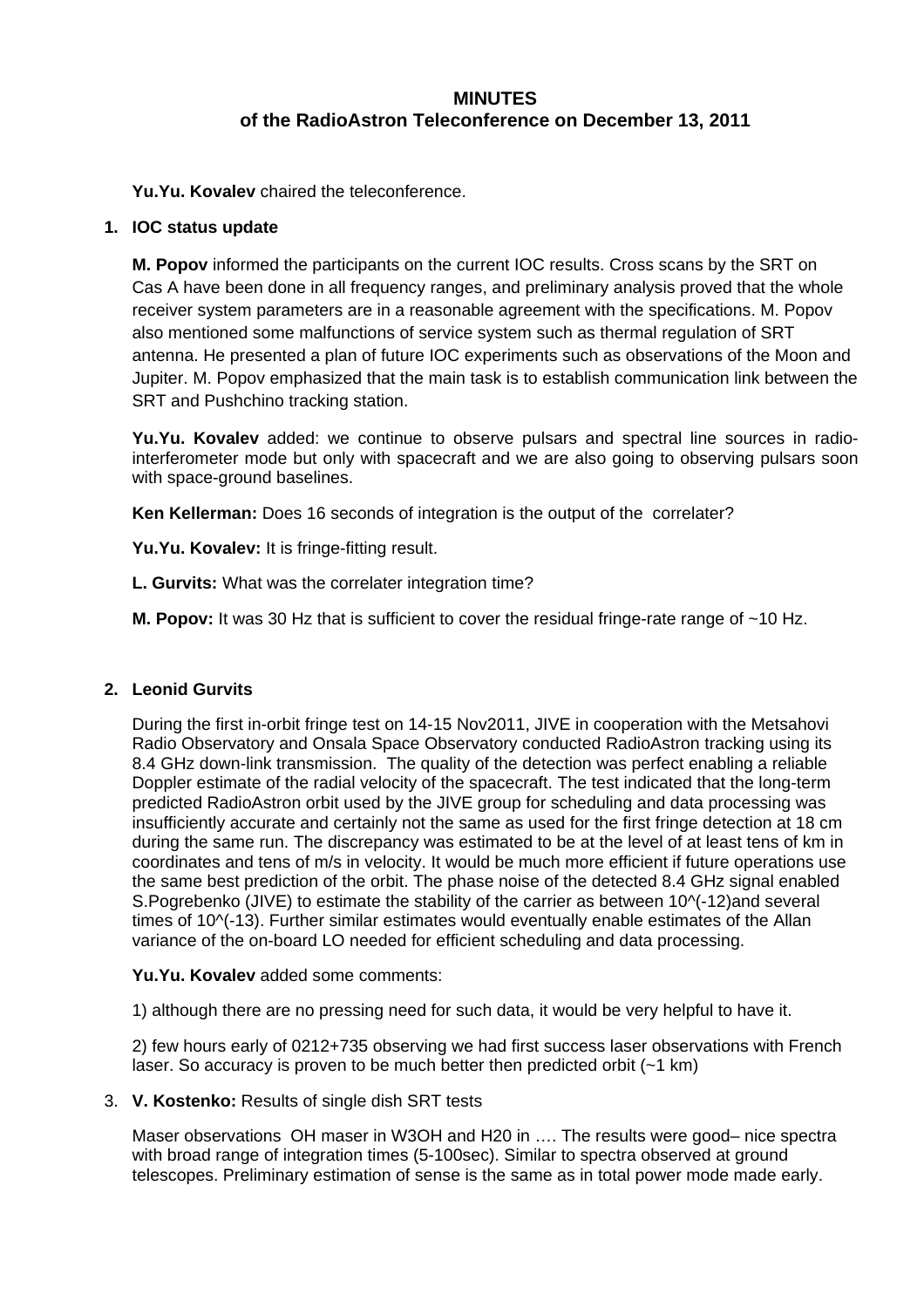# MINUTES
## of the RadioAstron Teleconference on December 13, 2011

**Yu.Yu. Kovalev** chaired the teleconference.

**1. IOC status update**

**M. Popov** informed the participants on the current IOC results. Cross scans by the SRT on Cas A have been done in all frequency ranges, and preliminary analysis proved that the whole receiver system parameters are in a reasonable agreement with the specifications. M. Popov also mentioned some malfunctions of service system such as thermal regulation of SRT antenna. He presented a plan of future IOC experiments such as observations of the Moon and Jupiter. M. Popov emphasized that the main task is to establish communication link between the SRT and Pushchino tracking station.

**Yu.Yu. Kovalev** added: we continue to observe pulsars and spectral line sources in radio-interferometer mode but only with spacecraft and we are also going to observing pulsars soon with space-ground baselines.

**Ken Kellerman:** Does 16 seconds of integration is the output of the correlater?

**Yu.Yu. Kovalev:** It is fringe-fitting result.

**L. Gurvits:** What was the correlater integration time?

**M. Popov:** It was 30 Hz that is sufficient to cover the residual fringe-rate range of ~10 Hz.

**2. Leonid Gurvits**

During the first in-orbit fringe test on 14-15 Nov2011, JIVE in cooperation with the Metsahovi Radio Observatory and Onsala Space Observatory conducted RadioAstron tracking using its 8.4 GHz down-link transmission. The quality of the detection was perfect enabling a reliable Doppler estimate of the radial velocity of the spacecraft. The test indicated that the long-term predicted RadioAstron orbit used by the JIVE group for scheduling and data processing was insufficiently accurate and certainly not the same as used for the first fringe detection at 18 cm during the same run. The discrepancy was estimated to be at the level of at least tens of km in coordinates and tens of m/s in velocity. It would be much more efficient if future operations use the same best prediction of the orbit. The phase noise of the detected 8.4 GHz signal enabled S.Pogrebenko (JIVE) to estimate the stability of the carrier as between $10^{-12}$and several times of $10^{-13}$. Further similar estimates would eventually enable estimates of the Allan variance of the on-board LO needed for efficient scheduling and data processing.

**Yu.Yu. Kovalev** added some comments:

1) although there are no pressing need for such data, it would be very helpful to have it.

2) few hours early of 0212+735 observing we had first success laser observations with French laser. So accuracy is proven to be much better then predicted orbit (~1 km)

3. **V. Kostenko:** Results of single dish SRT tests

Maser observations OH maser in W3OH and H20 in …. The results were good– nice spectra with broad range of integration times (5-100sec). Similar to spectra observed at ground telescopes. Preliminary estimation of sense is the same as in total power mode made early.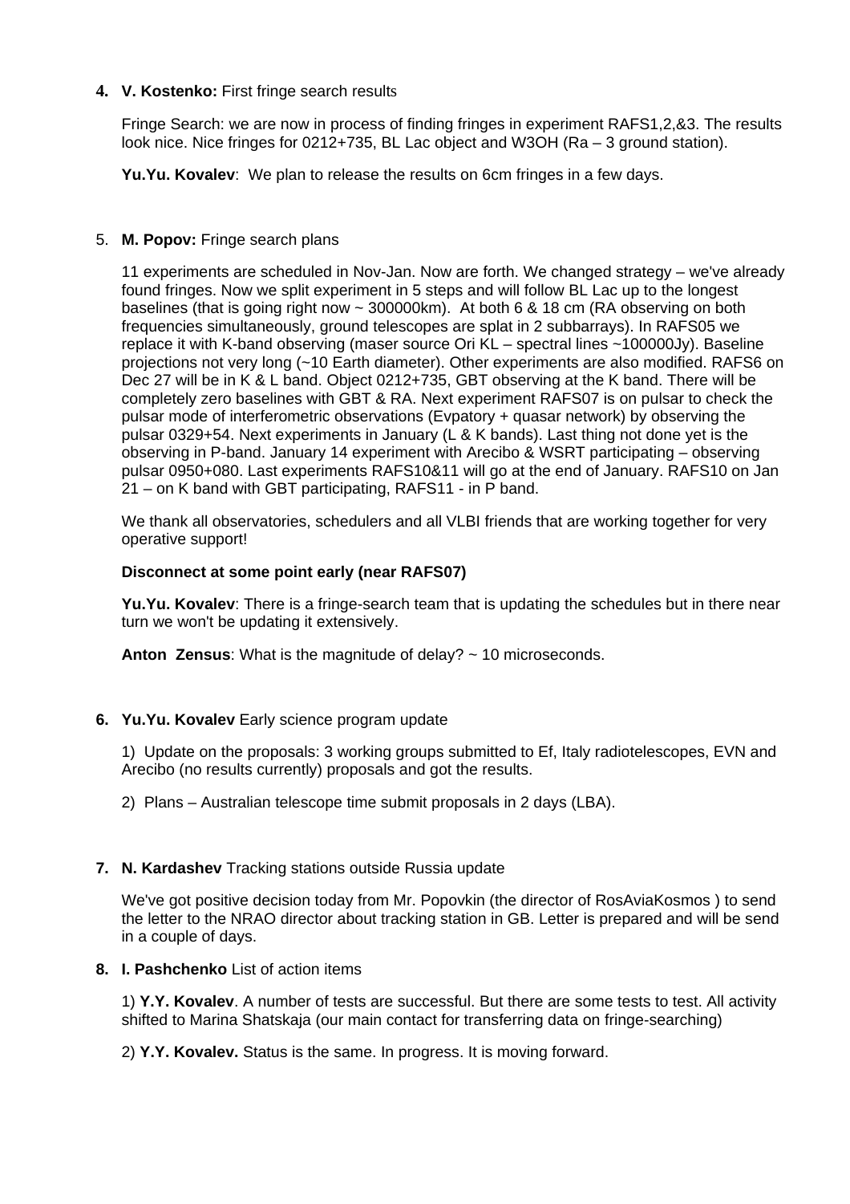4. **V. Kostenko:** First fringe search results

   Fringe Search: we are now in process of finding fringes in experiment RAFS1,2,&3. The results look nice. Nice fringes for 0212+735, BL Lac object and W3OH (Ra – 3 ground station).

   **Yu.Yu. Kovalev**: We plan to release the results on 6cm fringes in a few days.

5. **M. Popov:** Fringe search plans

   11 experiments are scheduled in Nov-Jan. Now are forth. We changed strategy – we've already found fringes. Now we split experiment in 5 steps and will follow BL Lac up to the longest baselines (that is going right now ~ 300000km). At both 6 & 18 cm (RA observing on both frequencies simultaneously, ground telescopes are splat in 2 subbarrays). In RAFS05 we replace it with K-band observing (maser source Ori KL – spectral lines ~100000Jy). Baseline projections not very long (~10 Earth diameter). Other experiments are also modified. RAFS6 on Dec 27 will be in K & L band. Object 0212+735, GBT observing at the K band. There will be completely zero baselines with GBT & RA. Next experiment RAFS07 is on pulsar to check the pulsar mode of interferometric observations (Evpatory + quasar network) by observing the pulsar 0329+54. Next experiments in January (L & K bands). Last thing not done yet is the observing in P-band. January 14 experiment with Arecibo & WSRT participating – observing pulsar 0950+080. Last experiments RAFS10&11 will go at the end of January. RAFS10 on Jan 21 – on K band with GBT participating, RAFS11 - in P band.

   We thank all observatories, schedulers and all VLBI friends that are working together for very operative support!

   **Disconnect at some point early (near RAFS07)**

   **Yu.Yu. Kovalev**: There is a fringe-search team that is updating the schedules but in there near turn we won't be updating it extensively.

   **Anton Zensus**: What is the magnitude of delay? ~ 10 microseconds.

6. **Yu.Yu. Kovalev** Early science program update

   1) Update on the proposals: 3 working groups submitted to Ef, Italy radiotelescopes, EVN and Arecibo (no results currently) proposals and got the results.

   2) Plans – Australian telescope time submit proposals in 2 days (LBA).

7. **N. Kardashev** Tracking stations outside Russia update

   We've got positive decision today from Mr. Popovkin (the director of RosAviaKosmos ) to send the letter to the NRAO director about tracking station in GB. Letter is prepared and will be send in a couple of days.

8. **I. Pashchenko** List of action items

   1) **Y.Y. Kovalev**. A number of tests are successful. But there are some tests to test. All activity shifted to Marina Shatskaja (our main contact for transferring data on fringe-searching)

   2) **Y.Y. Kovalev.** Status is the same. In progress. It is moving forward.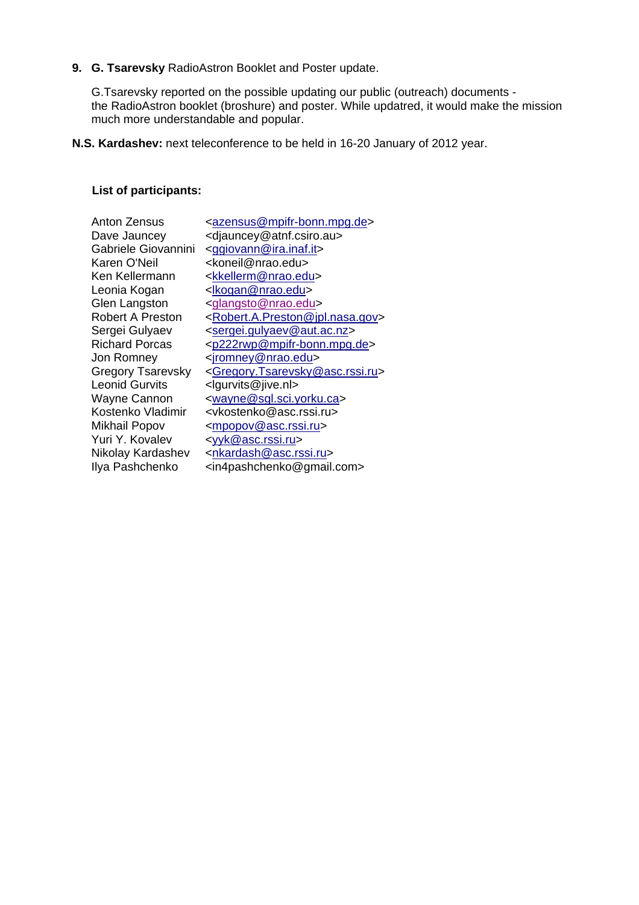9. **G. Tsarevsky** RadioAstron Booklet and Poster update.

   G.Tsarevsky reported on the possible updating our public (outreach) documents - the RadioAstron booklet (broshure) and poster. While updatred, it would make the mission much more understandable and popular.

**N.S. Kardashev:** next teleconference to be held in 16-20 January of 2012 year.

**List of participants:**

| | |
|---|---|
| Anton Zensus | <azensus@mpifr-bonn.mpg.de> |
| Dave Jauncey | <djauncey@atnf.csiro.au> |
| Gabriele Giovannini | <ggiovann@ira.inaf.it> |
| Karen O'Neil | <koneil@nrao.edu> |
| Ken Kellermann | <kkellerm@nrao.edu> |
| Leonia Kogan | <lkogan@nrao.edu> |
| Glen Langston | <glangsto@nrao.edu> |
| Robert A Preston | <Robert.A.Preston@jpl.nasa.gov> |
| Sergei Gulyaev | <sergei.gulyaev@aut.ac.nz> |
| Richard Porcas | <p222rwp@mpifr-bonn.mpg.de> |
| Jon Romney | <jromney@nrao.edu> |
| Gregory Tsarevsky | <Gregory.Tsarevsky@asc.rssi.ru> |
| Leonid Gurvits | <lgurvits@jive.nl> |
| Wayne Cannon | <wayne@sql.sci.yorku.ca> |
| Kostenko Vladimir | <vkostenko@asc.rssi.ru> |
| Mikhail Popov | <mpopov@asc.rssi.ru> |
| Yuri Y. Kovalev | <yyk@asc.rssi.ru> |
| Nikolay Kardashev | <nkardash@asc.rssi.ru> |
| Ilya Pashchenko | <in4pashchenko@gmail.com> |